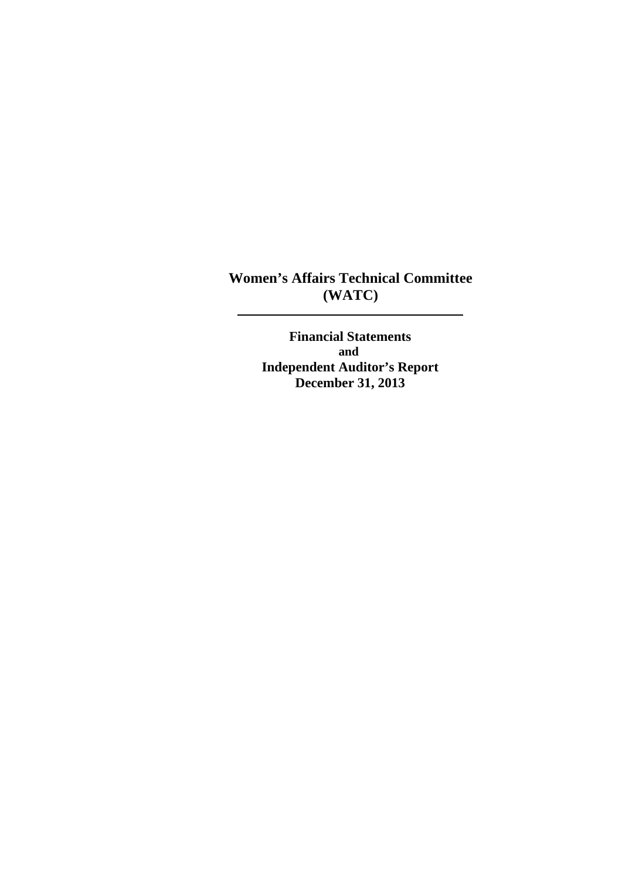# Women's Affairs Technical Committee (WATC)

---

**Financial Statements**
**and**
**Independent Auditor's Report**
**December 31, 2013**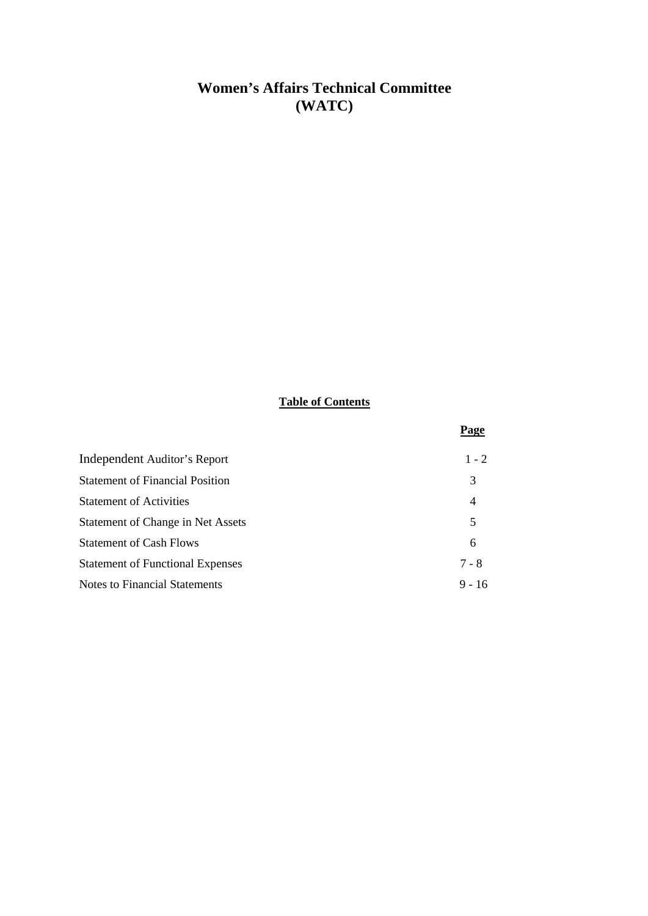# Women's Affairs Technical Committee
# (WATC)

## Table of Contents

| | Page |
|---|---|
| Independent Auditor's Report | 1 - 2 |
| Statement of Financial Position | 3 |
| Statement of Activities | 4 |
| Statement of Change in Net Assets | 5 |
| Statement of Cash Flows | 6 |
| Statement of Functional Expenses | 7 - 8 |
| Notes to Financial Statements | 9 - 16 |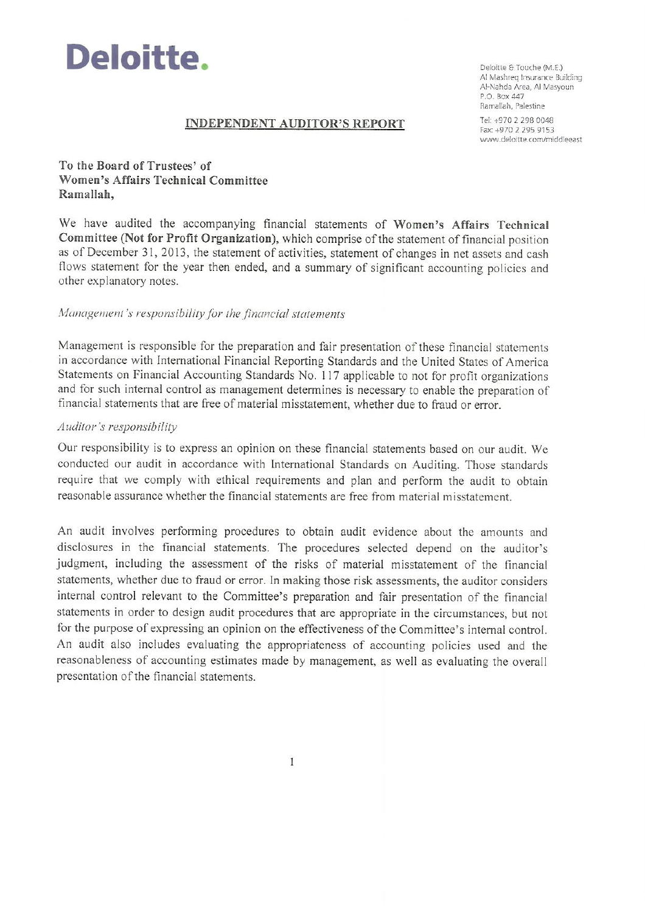# Deloitte.

Deloitte & Touche (M.E.)
Al Mashreq Insurance Building
Al-Nahda Area, Al Masyoun
P.O. Box 447
Ramallah, Palestine

Tel: +970 2 298 0048
Fax: +970 2 295 9153
www.deloitte.com/middleeast

## INDEPENDENT AUDITOR'S REPORT

**To the Board of Trustees' of**
**Women's Affairs Technical Committee**
**Ramallah,**

We have audited the accompanying financial statements of **Women's Affairs Technical Committee (Not for Profit Organization)**, which comprise of the statement of financial position as of December 31, 2013, the statement of activities, statement of changes in net assets and cash flows statement for the year then ended, and a summary of significant accounting policies and other explanatory notes.

*Management's responsibility for the financial statements*

Management is responsible for the preparation and fair presentation of these financial statements in accordance with International Financial Reporting Standards and the United States of America Statements on Financial Accounting Standards No. 117 applicable to not for profit organizations and for such internal control as management determines is necessary to enable the preparation of financial statements that are free of material misstatement, whether due to fraud or error.

*Auditor's responsibility*

Our responsibility is to express an opinion on these financial statements based on our audit. We conducted our audit in accordance with International Standards on Auditing. Those standards require that we comply with ethical requirements and plan and perform the audit to obtain reasonable assurance whether the financial statements are free from material misstatement.

An audit involves performing procedures to obtain audit evidence about the amounts and disclosures in the financial statements. The procedures selected depend on the auditor's judgment, including the assessment of the risks of material misstatement of the financial statements, whether due to fraud or error. In making those risk assessments, the auditor considers internal control relevant to the Committee's preparation and fair presentation of the financial statements in order to design audit procedures that are appropriate in the circumstances, but not for the purpose of expressing an opinion on the effectiveness of the Committee's internal control. An audit also includes evaluating the appropriateness of accounting policies used and the reasonableness of accounting estimates made by management, as well as evaluating the overall presentation of the financial statements.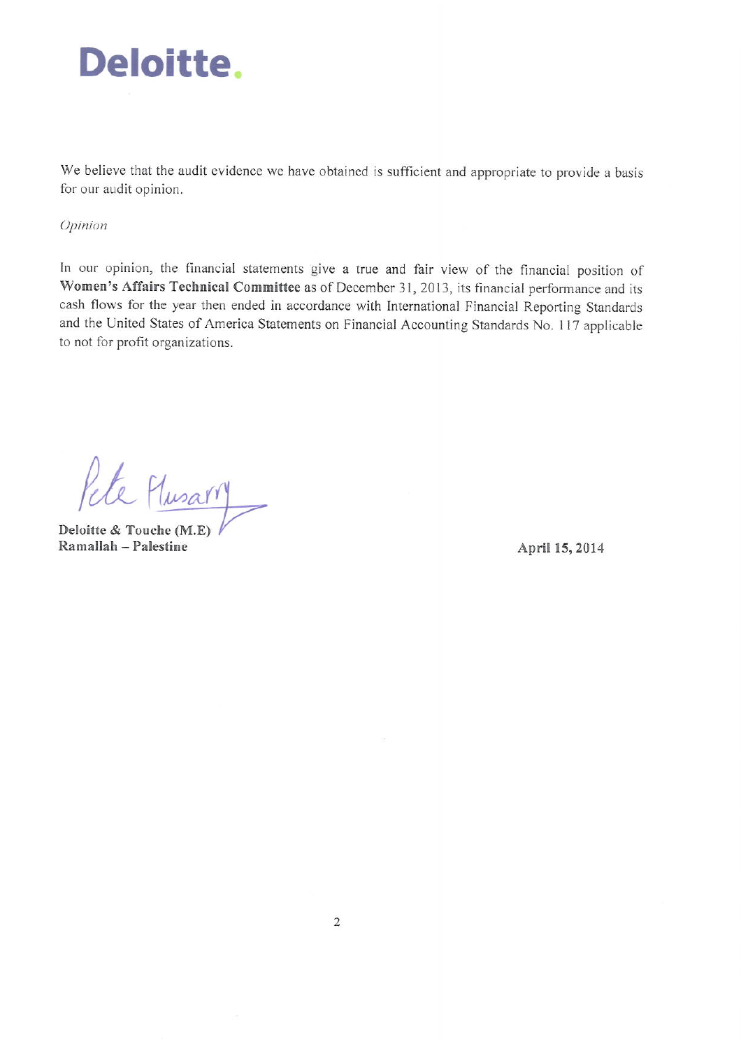**Deloitte.**

We believe that the audit evidence we have obtained is sufficient and appropriate to provide a basis for our audit opinion.

*Opinion*

In our opinion, the financial statements give a true and fair view of the financial position of **Women's Affairs Technical Committee** as of December 31, 2013, its financial performance and its cash flows for the year then ended in accordance with International Financial Reporting Standards and the United States of America Statements on Financial Accounting Standards No. 117 applicable to not for profit organizations.

Pete Alusarry

**Deloitte & Touche (M.E)**
**Ramallah – Palestine**

**April 15, 2014**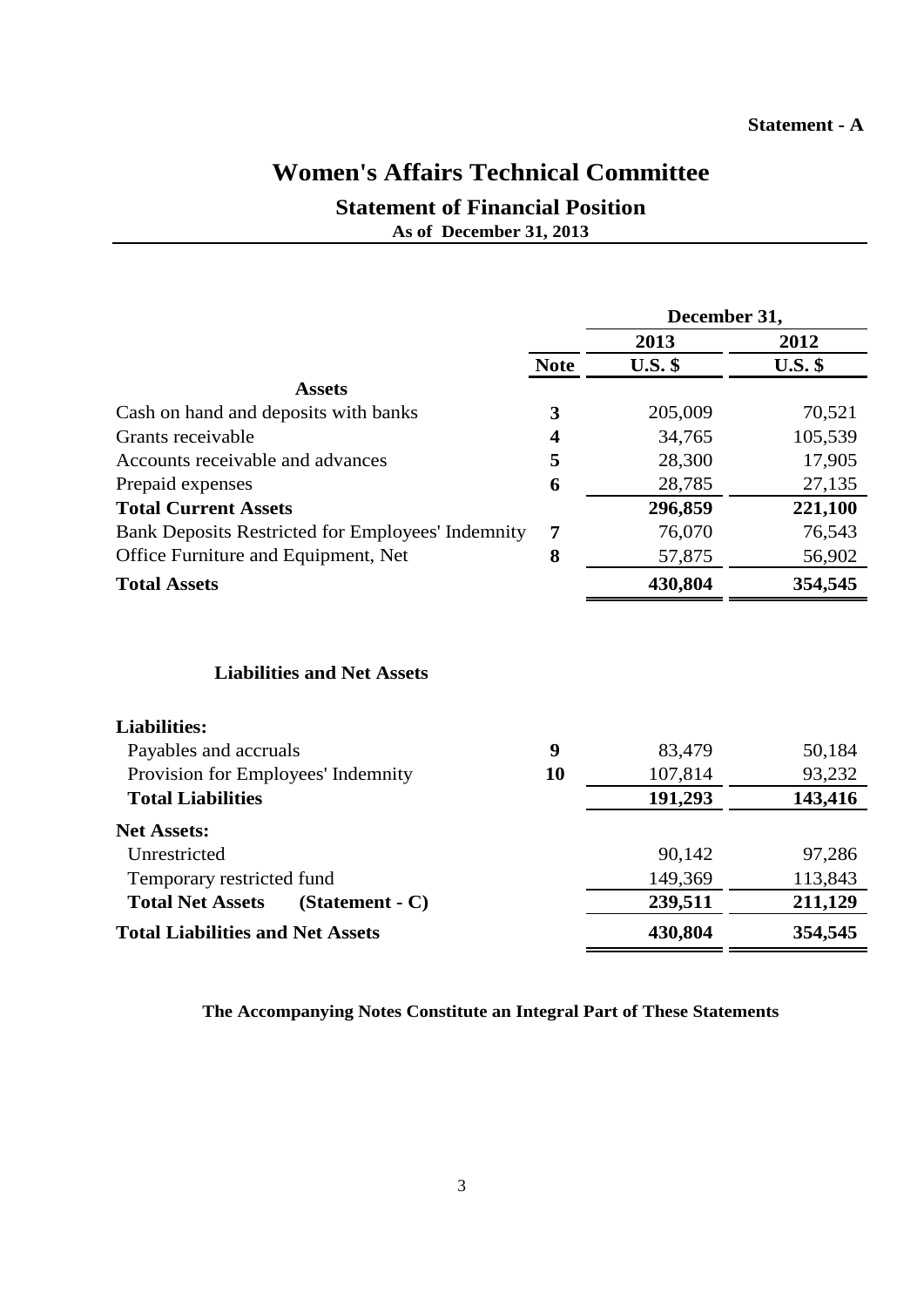**Statement - A**

# Women's Affairs Technical Committee

## Statement of Financial Position

**As of December 31, 2013**

| | | December 31, | |
|---|---|---|---|
| | | 2013 | 2012 |
| | **Note** | **U.S. $** | **U.S. $** |
| **Assets** | | | |
| Cash on hand and deposits with banks | 3 | 205,009 | 70,521 |
| Grants receivable | 4 | 34,765 | 105,539 |
| Accounts receivable and advances | 5 | 28,300 | 17,905 |
| Prepaid expenses | 6 | 28,785 | 27,135 |
| **Total Current Assets** | | **296,859** | **221,100** |
| Bank Deposits Restricted for Employees' Indemnity | 7 | 76,070 | 76,543 |
| Office Furniture and Equipment, Net | 8 | 57,875 | 56,902 |
| **Total Assets** | | **430,804** | **354,545** |
| | | | |
| **Liabilities and Net Assets** | | | |
| **Liabilities:** | | | |
| Payables and accruals | 9 | 83,479 | 50,184 |
| Provision for Employees' Indemnity | 10 | 107,814 | 93,232 |
| **Total Liabilities** | | **191,293** | **143,416** |
| **Net Assets:** | | | |
| Unrestricted | | 90,142 | 97,286 |
| Temporary restricted fund | | 149,369 | 113,843 |
| **Total Net Assets (Statement - C)** | | **239,511** | **211,129** |
| **Total Liabilities and Net Assets** | | **430,804** | **354,545** |

**The Accompanying Notes Constitute an Integral Part of These Statements**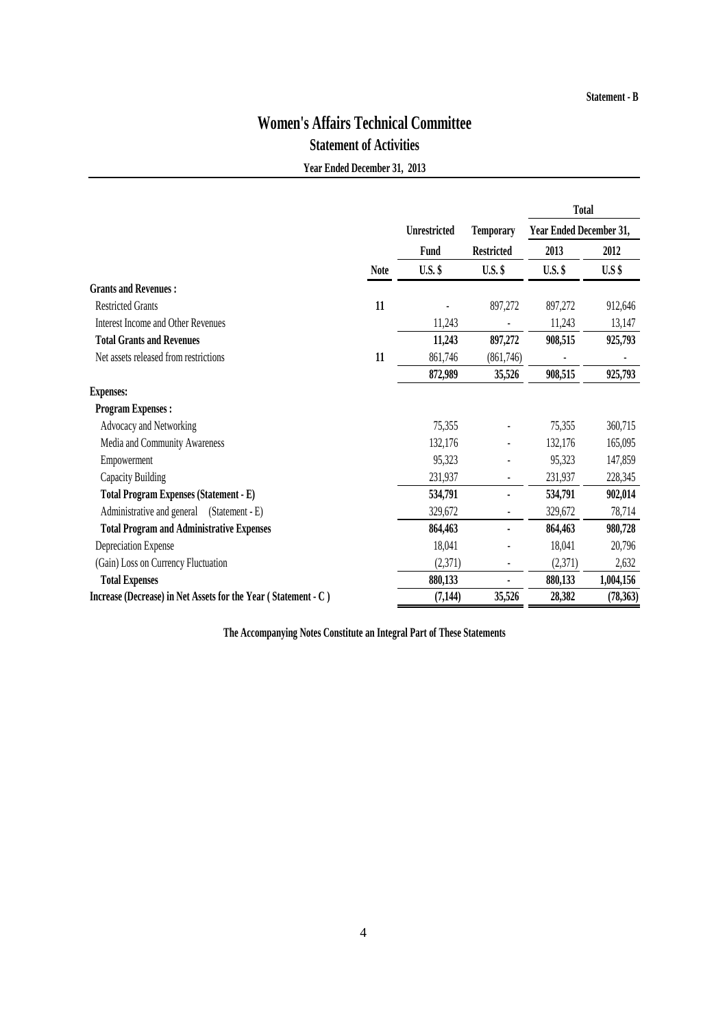Statement - B

# Women's Affairs Technical Committee

## Statement of Activities

**Year Ended December 31, 2013**

| | Note | Unrestricted Fund | Temporary Restricted | Total Year Ended December 31, 2013 | 2012 |
|---|---|---|---|---|---|
| | | U.S. $ | U.S. $ | U.S. $ | U.S $ |
| **Grants and Revenues :** | | | | | |
| Restricted Grants | **11** | - | 897,272 | 897,272 | 912,646 |
| Interest Income and Other Revenues | | 11,243 | - | 11,243 | 13,147 |
| **Total Grants and Revenues** | | **11,243** | **897,272** | **908,515** | **925,793** |
| Net assets released from restrictions | **11** | 861,746 | (861,746) | - | - |
| | | **872,989** | **35,526** | **908,515** | **925,793** |
| **Expenses:** | | | | | |
| **Program Expenses :** | | | | | |
| Advocacy and Networking | | 75,355 | - | 75,355 | 360,715 |
| Media and Community Awareness | | 132,176 | - | 132,176 | 165,095 |
| Empowerment | | 95,323 | - | 95,323 | 147,859 |
| Capacity Building | | 231,937 | - | 231,937 | 228,345 |
| **Total Program Expenses (Statement - E)** | | **534,791** | **-** | **534,791** | **902,014** |
| Administrative and general (Statement - E) | | 329,672 | - | 329,672 | 78,714 |
| **Total Program and Administrative Expenses** | | **864,463** | **-** | **864,463** | **980,728** |
| Depreciation Expense | | 18,041 | - | 18,041 | 20,796 |
| (Gain) Loss on Currency Fluctuation | | (2,371) | - | (2,371) | 2,632 |
| **Total Expenses** | | **880,133** | **-** | **880,133** | **1,004,156** |
| **Increase (Decrease) in Net Assets for the Year ( Statement - C )** | | **(7,144)** | **35,526** | **28,382** | **(78,363)** |

**The Accompanying Notes Constitute an Integral Part of These Statements**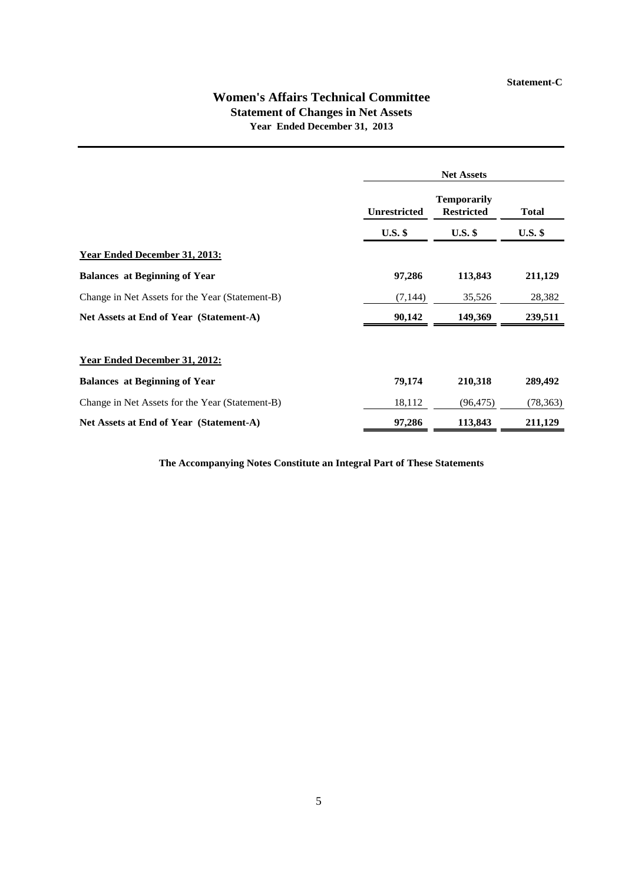Statement-C

# Women's Affairs Technical Committee

## Statement of Changes in Net Assets

### Year Ended December 31, 2013

| | Net Assets | | |
|---|---|---|---|
| | Unrestricted | Temporarily Restricted | Total |
| | U.S. $ | U.S. $ | U.S. $ |
| **Year Ended December 31, 2013:** | | | |
| **Balances at Beginning of Year** | **97,286** | **113,843** | **211,129** |
| Change in Net Assets for the Year (Statement-B) | (7,144) | 35,526 | 28,382 |
| **Net Assets at End of Year (Statement-A)** | **90,142** | **149,369** | **239,511** |
| | | | |
| **Year Ended December 31, 2012:** | | | |
| **Balances at Beginning of Year** | **79,174** | **210,318** | **289,492** |
| Change in Net Assets for the Year (Statement-B) | 18,112 | (96,475) | (78,363) |
| **Net Assets at End of Year (Statement-A)** | **97,286** | **113,843** | **211,129** |

**The Accompanying Notes Constitute an Integral Part of These Statements**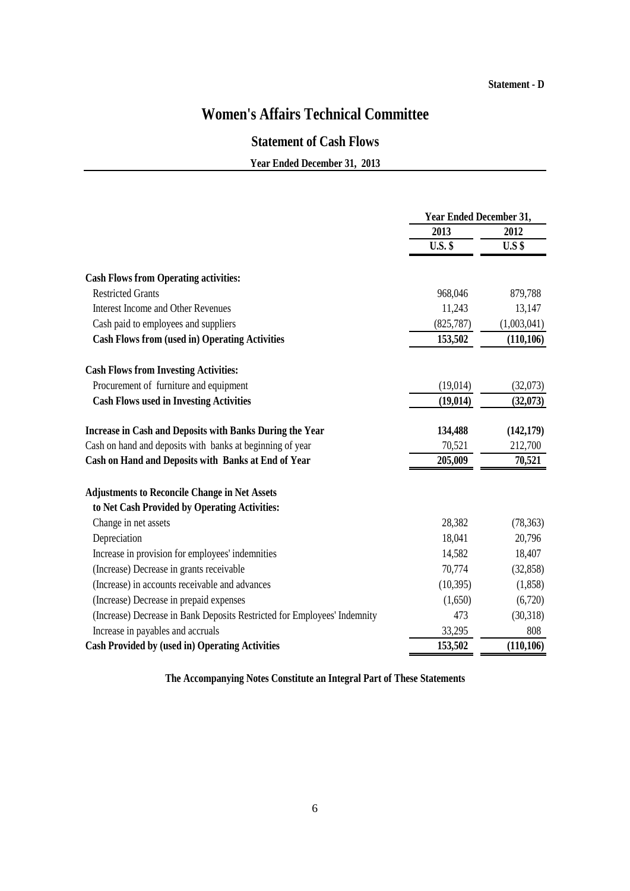Statement - D

# Women's Affairs Technical Committee

## Statement of Cash Flows

### Year Ended December 31, 2013

| | Year Ended December 31, | |
|---|---|---|
| | 2013 | 2012 |
| | U.S. $ | U.S $ |
| **Cash Flows from Operating activities:** | | |
| Restricted Grants | 968,046 | 879,788 |
| Interest Income and Other Revenues | 11,243 | 13,147 |
| Cash paid to employees and suppliers | (825,787) | (1,003,041) |
| **Cash Flows from (used in) Operating Activities** | **153,502** | **(110,106)** |
| **Cash Flows from Investing Activities:** | | |
| Procurement of furniture and equipment | (19,014) | (32,073) |
| **Cash Flows used in Investing Activities** | **(19,014)** | **(32,073)** |
| **Increase in Cash and Deposits with Banks During the Year** | **134,488** | **(142,179)** |
| Cash on hand and deposits with banks at beginning of year | 70,521 | 212,700 |
| **Cash on Hand and Deposits with Banks at End of Year** | **205,009** | **70,521** |
| **Adjustments to Reconcile Change in Net Assets to Net Cash Provided by Operating Activities:** | | |
| Change in net assets | 28,382 | (78,363) |
| Depreciation | 18,041 | 20,796 |
| Increase in provision for employees' indemnities | 14,582 | 18,407 |
| (Increase) Decrease in grants receivable | 70,774 | (32,858) |
| (Increase) in accounts receivable and advances | (10,395) | (1,858) |
| (Increase) Decrease in prepaid expenses | (1,650) | (6,720) |
| (Increase) Decrease in Bank Deposits Restricted for Employees' Indemnity | 473 | (30,318) |
| Increase in payables and accruals | 33,295 | 808 |
| **Cash Provided by (used in) Operating Activities** | **153,502** | **(110,106)** |

**The Accompanying Notes Constitute an Integral Part of These Statements**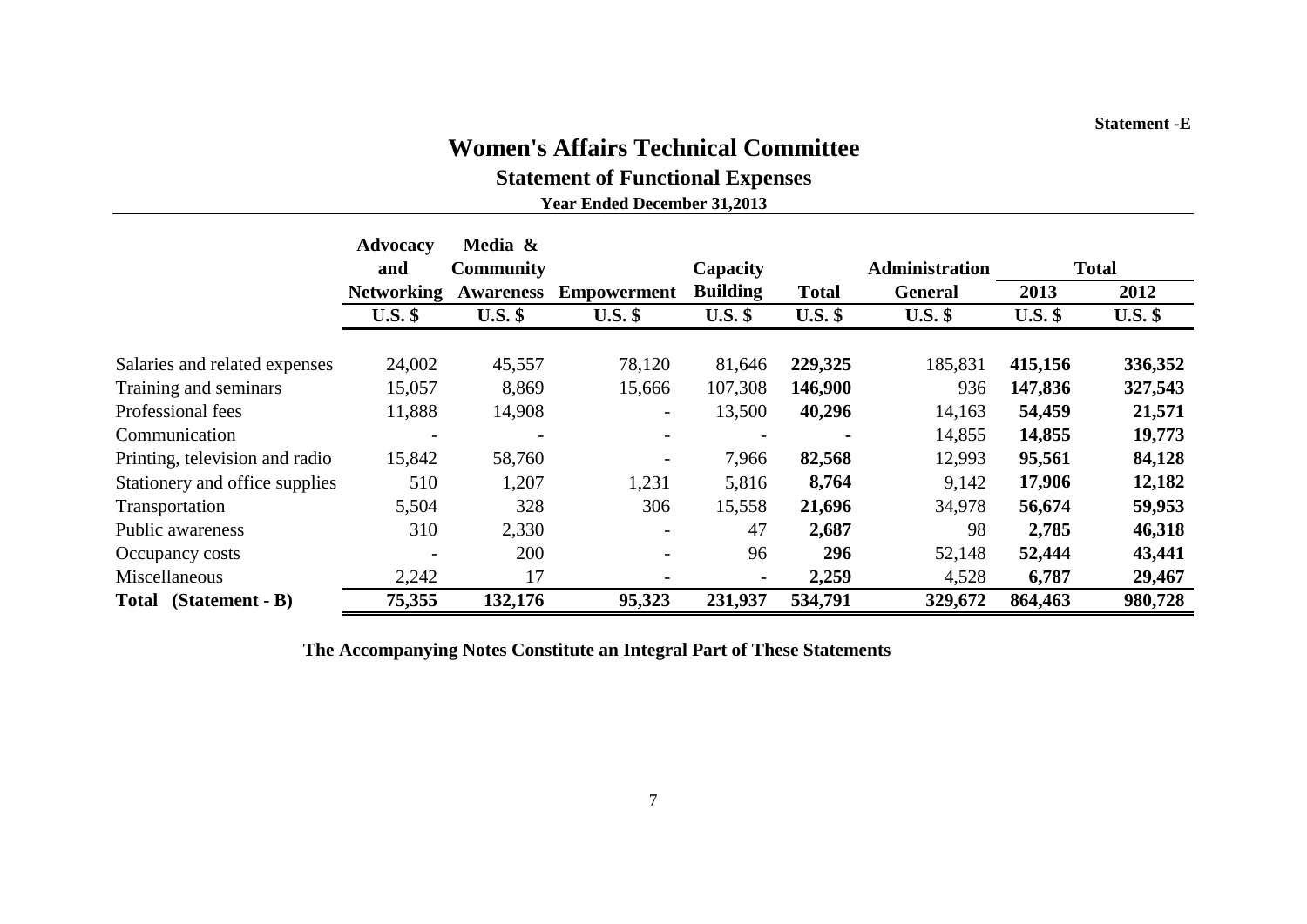Statement -E

# Women's Affairs Technical Committee

## Statement of Functional Expenses

**Year Ended December 31,2013**

| | Advocacy and Networking | Media & Community Awareness | Empowerment | Capacity Building | Total | Administration General | Total | |
|---|---|---|---|---|---|---|---|---|
| | | | | | | | 2013 | 2012 |
| | U.S. $ | U.S. $ | U.S. $ | U.S. $ | U.S. $ | U.S. $ | U.S. $ | U.S. $ |
| Salaries and related expenses | 24,002 | 45,557 | 78,120 | 81,646 | **229,325** | 185,831 | **415,156** | **336,352** |
| Training and seminars | 15,057 | 8,869 | 15,666 | 107,308 | **146,900** | 936 | **147,836** | **327,543** |
| Professional fees | 11,888 | 14,908 | - | 13,500 | **40,296** | 14,163 | **54,459** | **21,571** |
| Communication | - | - | - | - | **-** | 14,855 | **14,855** | **19,773** |
| Printing, television and radio | 15,842 | 58,760 | - | 7,966 | **82,568** | 12,993 | **95,561** | **84,128** |
| Stationery and office supplies | 510 | 1,207 | 1,231 | 5,816 | **8,764** | 9,142 | **17,906** | **12,182** |
| Transportation | 5,504 | 328 | 306 | 15,558 | **21,696** | 34,978 | **56,674** | **59,953** |
| Public awareness | 310 | 2,330 | - | 47 | **2,687** | 98 | **2,785** | **46,318** |
| Occupancy costs | - | 200 | - | 96 | **296** | 52,148 | **52,444** | **43,441** |
| Miscellaneous | 2,242 | 17 | - | - | **2,259** | 4,528 | **6,787** | **29,467** |
| **Total (Statement - B)** | **75,355** | **132,176** | **95,323** | **231,937** | **534,791** | **329,672** | **864,463** | **980,728** |

**The Accompanying Notes Constitute an Integral Part of These Statements**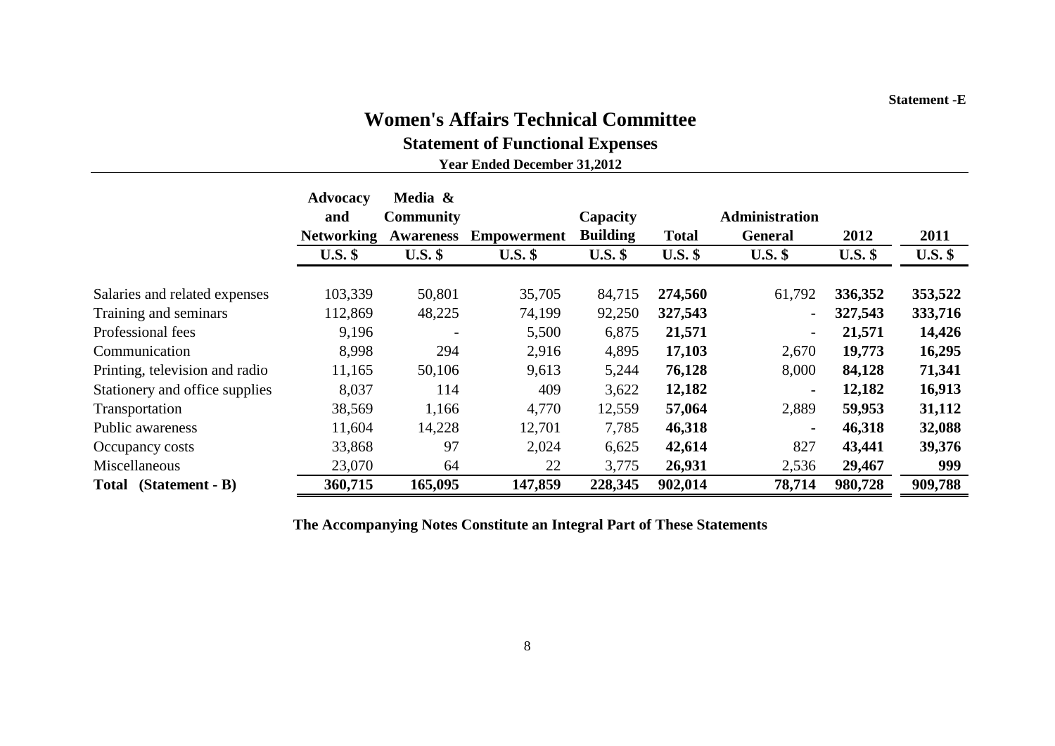Statement -E

# Women's Affairs Technical Committee

## Statement of Functional Expenses

**Year Ended December 31,2012**

| | Advocacy and Networking | Media & Community Awareness | Empowerment | Capacity Building | Total | Administration General | 2012 | 2011 |
|---|---|---|---|---|---|---|---|---|
| | U.S. $ | U.S. $ | U.S. $ | U.S. $ | U.S. $ | U.S. $ | U.S. $ | U.S. $ |
| Salaries and related expenses | 103,339 | 50,801 | 35,705 | 84,715 | **274,560** | 61,792 | **336,352** | **353,522** |
| Training and seminars | 112,869 | 48,225 | 74,199 | 92,250 | **327,543** | - | **327,543** | **333,716** |
| Professional fees | 9,196 | - | 5,500 | 6,875 | **21,571** | - | **21,571** | **14,426** |
| Communication | 8,998 | 294 | 2,916 | 4,895 | **17,103** | 2,670 | **19,773** | **16,295** |
| Printing, television and radio | 11,165 | 50,106 | 9,613 | 5,244 | **76,128** | 8,000 | **84,128** | **71,341** |
| Stationery and office supplies | 8,037 | 114 | 409 | 3,622 | **12,182** | - | **12,182** | **16,913** |
| Transportation | 38,569 | 1,166 | 4,770 | 12,559 | **57,064** | 2,889 | **59,953** | **31,112** |
| Public awareness | 11,604 | 14,228 | 12,701 | 7,785 | **46,318** | - | **46,318** | **32,088** |
| Occupancy costs | 33,868 | 97 | 2,024 | 6,625 | **42,614** | 827 | **43,441** | **39,376** |
| Miscellaneous | 23,070 | 64 | 22 | 3,775 | **26,931** | 2,536 | **29,467** | **999** |
| **Total (Statement - B)** | **360,715** | **165,095** | **147,859** | **228,345** | **902,014** | **78,714** | **980,728** | **909,788** |

**The Accompanying Notes Constitute an Integral Part of These Statements**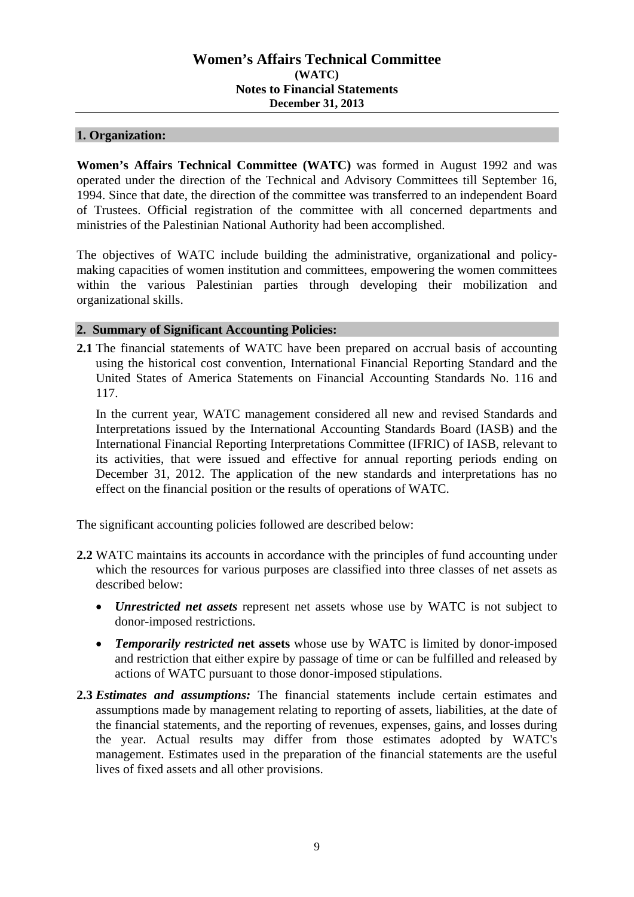## 1. Organization:

**Women's Affairs Technical Committee (WATC)** was formed in August 1992 and was operated under the direction of the Technical and Advisory Committees till September 16, 1994. Since that date, the direction of the committee was transferred to an independent Board of Trustees. Official registration of the committee with all concerned departments and ministries of the Palestinian National Authority had been accomplished.

The objectives of WATC include building the administrative, organizational and policy-making capacities of women institution and committees, empowering the women committees within the various Palestinian parties through developing their mobilization and organizational skills.

## 2. Summary of Significant Accounting Policies:

**2.1** The financial statements of WATC have been prepared on accrual basis of accounting using the historical cost convention, International Financial Reporting Standard and the United States of America Statements on Financial Accounting Standards No. 116 and 117.

In the current year, WATC management considered all new and revised Standards and Interpretations issued by the International Accounting Standards Board (IASB) and the International Financial Reporting Interpretations Committee (IFRIC) of IASB, relevant to its activities, that were issued and effective for annual reporting periods ending on December 31, 2012. The application of the new standards and interpretations has no effect on the financial position or the results of operations of WATC.

The significant accounting policies followed are described below:

**2.2** WATC maintains its accounts in accordance with the principles of fund accounting under which the resources for various purposes are classified into three classes of net assets as described below:

- ***Unrestricted net assets*** represent net assets whose use by WATC is not subject to donor-imposed restrictions.
- ***Temporarily restricted n*****et assets** whose use by WATC is limited by donor-imposed and restriction that either expire by passage of time or can be fulfilled and released by actions of WATC pursuant to those donor-imposed stipulations.

**2.3** ***Estimates and assumptions:*** The financial statements include certain estimates and assumptions made by management relating to reporting of assets, liabilities, at the date of the financial statements, and the reporting of revenues, expenses, gains, and losses during the year. Actual results may differ from those estimates adopted by WATC's management. Estimates used in the preparation of the financial statements are the useful lives of fixed assets and all other provisions.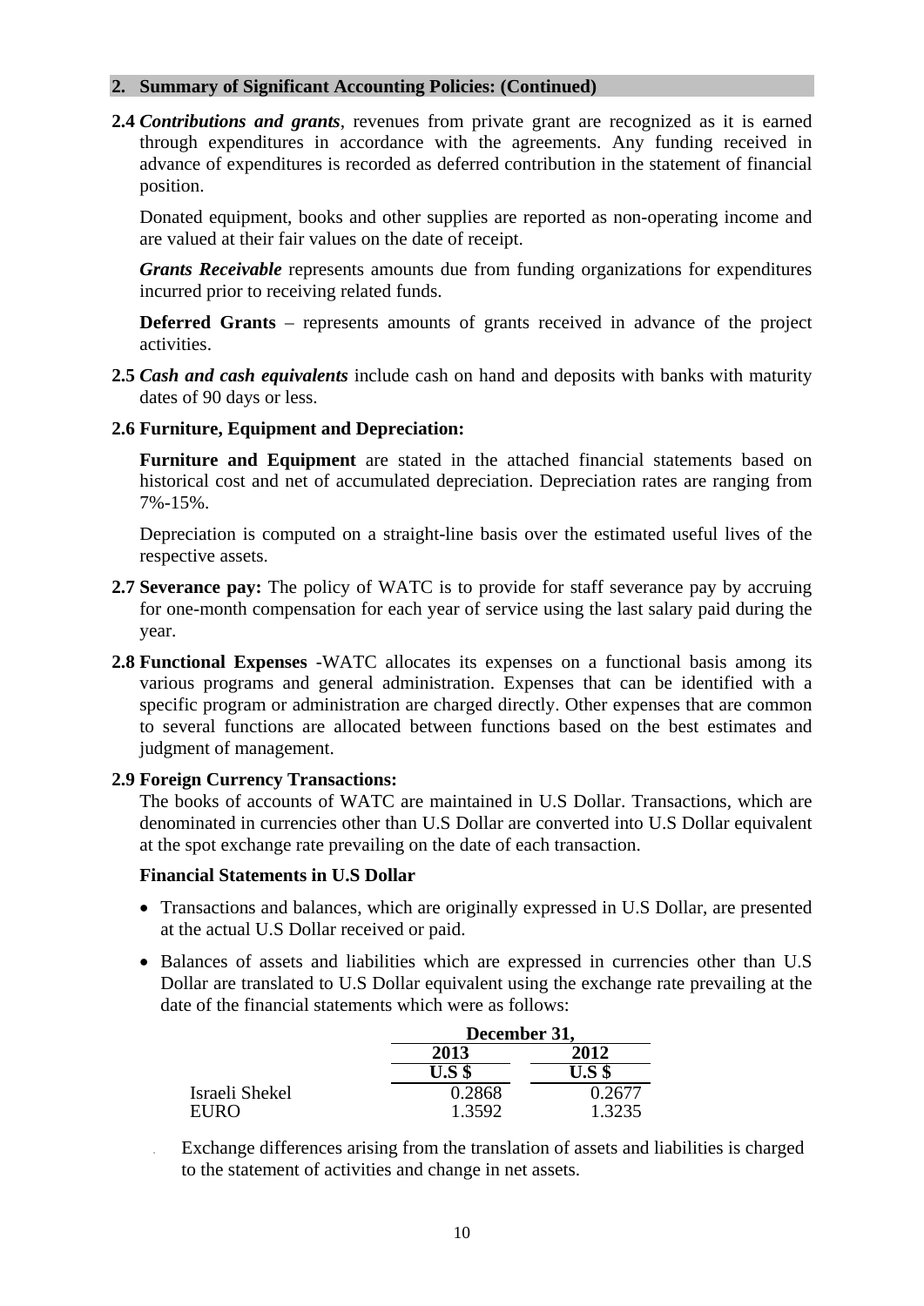## 2. Summary of Significant Accounting Policies: (Continued)

**2.4** ***Contributions and grants***, revenues from private grant are recognized as it is earned through expenditures in accordance with the agreements. Any funding received in advance of expenditures is recorded as deferred contribution in the statement of financial position.

Donated equipment, books and other supplies are reported as non-operating income and are valued at their fair values on the date of receipt.

***Grants Receivable*** represents amounts due from funding organizations for expenditures incurred prior to receiving related funds.

**Deferred Grants** – represents amounts of grants received in advance of the project activities.

**2.5** ***Cash and cash equivalents*** include cash on hand and deposits with banks with maturity dates of 90 days or less.

**2.6 Furniture, Equipment and Depreciation:**

**Furniture and Equipment** are stated in the attached financial statements based on historical cost and net of accumulated depreciation. Depreciation rates are ranging from 7%-15%.

Depreciation is computed on a straight-line basis over the estimated useful lives of the respective assets.

**2.7 Severance pay:** The policy of WATC is to provide for staff severance pay by accruing for one-month compensation for each year of service using the last salary paid during the year.

**2.8 Functional Expenses** -WATC allocates its expenses on a functional basis among its various programs and general administration. Expenses that can be identified with a specific program or administration are charged directly. Other expenses that are common to several functions are allocated between functions based on the best estimates and judgment of management.

**2.9 Foreign Currency Transactions:**

The books of accounts of WATC are maintained in U.S Dollar. Transactions, which are denominated in currencies other than U.S Dollar are converted into U.S Dollar equivalent at the spot exchange rate prevailing on the date of each transaction.

**Financial Statements in U.S Dollar**

- Transactions and balances, which are originally expressed in U.S Dollar, are presented at the actual U.S Dollar received or paid.
- Balances of assets and liabilities which are expressed in currencies other than U.S Dollar are translated to U.S Dollar equivalent using the exchange rate prevailing at the date of the financial statements which were as follows:

| | December 31, | |
|---|---|---|
| | **2013** | **2012** |
| | **U.S $** | **U.S $** |
| Israeli Shekel | 0.2868 | 0.2677 |
| EURO | 1.3592 | 1.3235 |

Exchange differences arising from the translation of assets and liabilities is charged to the statement of activities and change in net assets.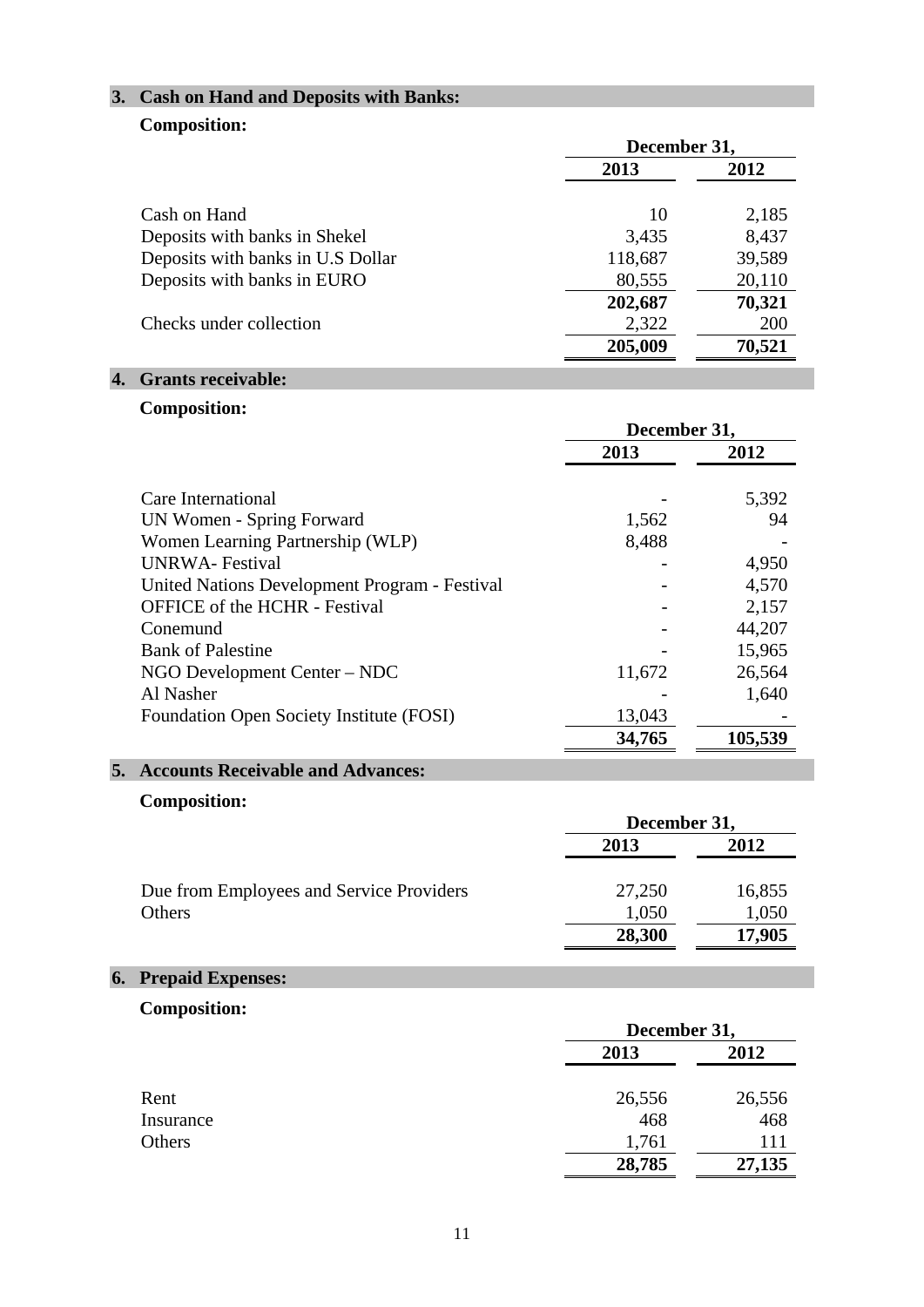## 3. Cash on Hand and Deposits with Banks:

**Composition:**

| | December 31, | |
|---|---|---|
| | **2013** | **2012** |
| Cash on Hand | 10 | 2,185 |
| Deposits with banks in Shekel | 3,435 | 8,437 |
| Deposits with banks in U.S Dollar | 118,687 | 39,589 |
| Deposits with banks in EURO | 80,555 | 20,110 |
| | **202,687** | **70,321** |
| Checks under collection | 2,322 | 200 |
| | **205,009** | **70,521** |

## 4. Grants receivable:

**Composition:**

| | December 31, | |
|---|---|---|
| | **2013** | **2012** |
| Care International | - | 5,392 |
| UN Women - Spring Forward | 1,562 | 94 |
| Women Learning Partnership (WLP) | 8,488 | - |
| UNRWA- Festival | - | 4,950 |
| United Nations Development Program - Festival | - | 4,570 |
| OFFICE of the HCHR - Festival | - | 2,157 |
| Conemund | - | 44,207 |
| Bank of Palestine | - | 15,965 |
| NGO Development Center – NDC | 11,672 | 26,564 |
| Al Nasher | - | 1,640 |
| Foundation Open Society Institute (FOSI) | 13,043 | - |
| | **34,765** | **105,539** |

## 5. Accounts Receivable and Advances:

**Composition:**

| | December 31, | |
|---|---|---|
| | **2013** | **2012** |
| Due from Employees and Service Providers | 27,250 | 16,855 |
| Others | 1,050 | 1,050 |
| | **28,300** | **17,905** |

## 6. Prepaid Expenses:

**Composition:**

| | December 31, | |
|---|---|---|
| | **2013** | **2012** |
| Rent | 26,556 | 26,556 |
| Insurance | 468 | 468 |
| Others | 1,761 | 111 |
| | **28,785** | **27,135** |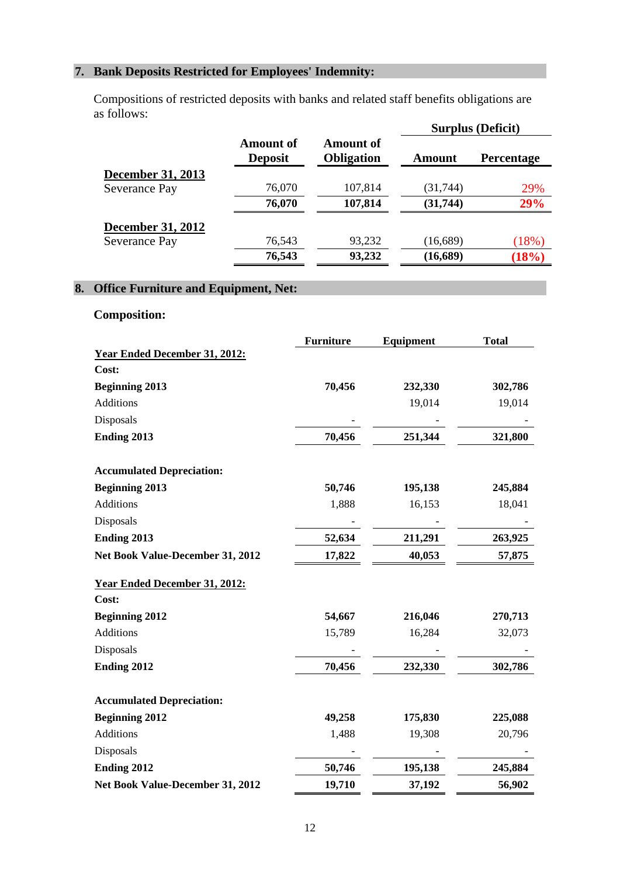## 7. Bank Deposits Restricted for Employees' Indemnity:

Compositions of restricted deposits with banks and related staff benefits obligations are as follows:

| | Amount of Deposit | Amount of Obligation | Surplus (Deficit) Amount | Surplus (Deficit) Percentage |
|---|---|---|---|---|
| **December 31, 2013** | | | | |
| Severance Pay | 76,070 | 107,814 | (31,744) | 29% |
| | **76,070** | **107,814** | **(31,744)** | **29%** |
| **December 31, 2012** | | | | |
| Severance Pay | 76,543 | 93,232 | (16,689) | (18%) |
| | **76,543** | **93,232** | **(16,689)** | **(18%)** |

## 8. Office Furniture and Equipment, Net:

### Composition:

| | Furniture | Equipment | Total |
|---|---|---|---|
| **Year Ended December 31, 2012:** | | | |
| **Cost:** | | | |
| **Beginning 2013** | **70,456** | **232,330** | **302,786** |
| Additions | | 19,014 | 19,014 |
| Disposals | - | - | - |
| **Ending 2013** | **70,456** | **251,344** | **321,800** |
| **Accumulated Depreciation:** | | | |
| **Beginning 2013** | **50,746** | **195,138** | **245,884** |
| Additions | 1,888 | 16,153 | 18,041 |
| Disposals | - | - | - |
| **Ending 2013** | **52,634** | **211,291** | **263,925** |
| **Net Book Value-December 31, 2012** | **17,822** | **40,053** | **57,875** |
| **Year Ended December 31, 2012:** | | | |
| **Cost:** | | | |
| **Beginning 2012** | **54,667** | **216,046** | **270,713** |
| Additions | 15,789 | 16,284 | 32,073 |
| Disposals | - | - | - |
| **Ending 2012** | **70,456** | **232,330** | **302,786** |
| **Accumulated Depreciation:** | | | |
| **Beginning 2012** | **49,258** | **175,830** | **225,088** |
| Additions | 1,488 | 19,308 | 20,796 |
| Disposals | - | - | - |
| **Ending 2012** | **50,746** | **195,138** | **245,884** |
| **Net Book Value-December 31, 2012** | **19,710** | **37,192** | **56,902** |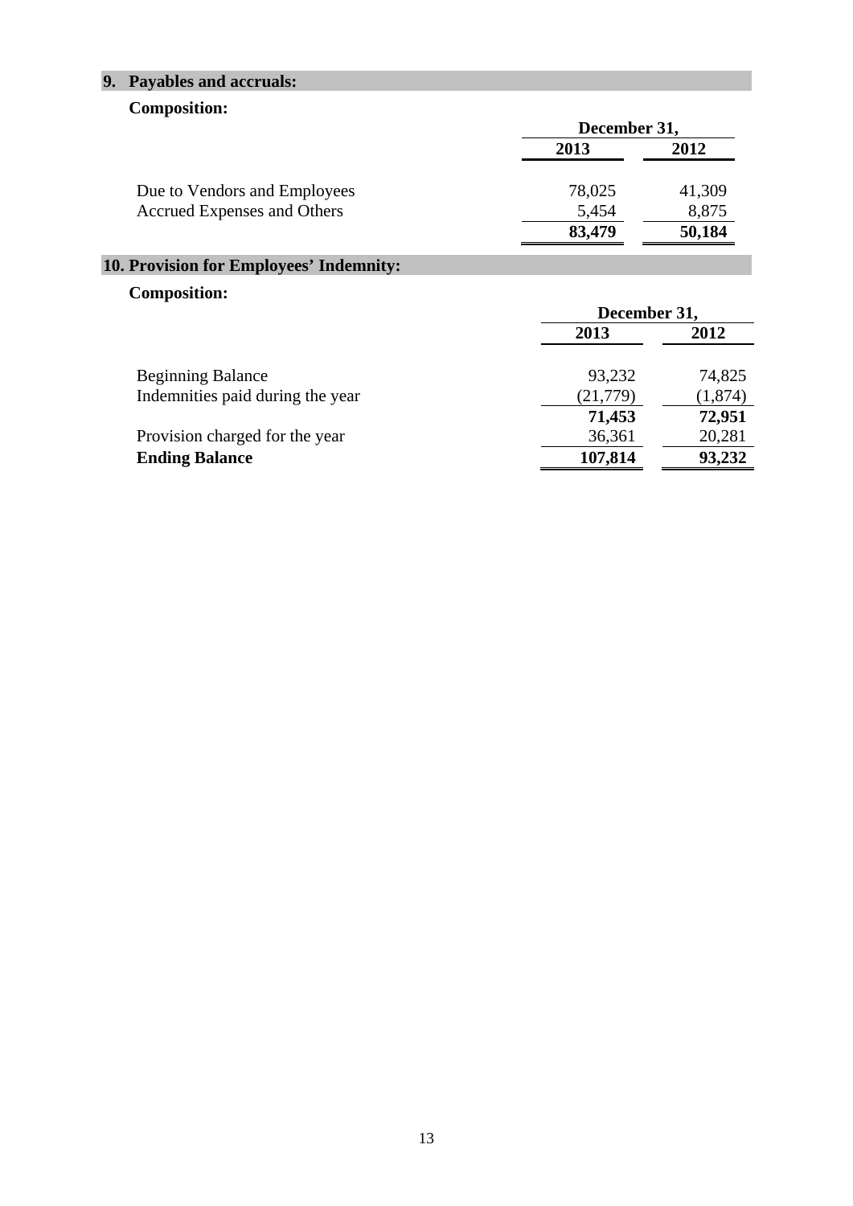## 9. Payables and accruals:

**Composition:**

| | December 31, | |
|---|---|---|
| | **2013** | **2012** |
| Due to Vendors and Employees | 78,025 | 41,309 |
| Accrued Expenses and Others | 5,454 | 8,875 |
| | **83,479** | **50,184** |

## 10. Provision for Employees' Indemnity:

**Composition:**

| | December 31, | |
|---|---|---|
| | **2013** | **2012** |
| Beginning Balance | 93,232 | 74,825 |
| Indemnities paid during the year | (21,779) | (1,874) |
| | **71,453** | **72,951** |
| Provision charged for the year | 36,361 | 20,281 |
| **Ending Balance** | **107,814** | **93,232** |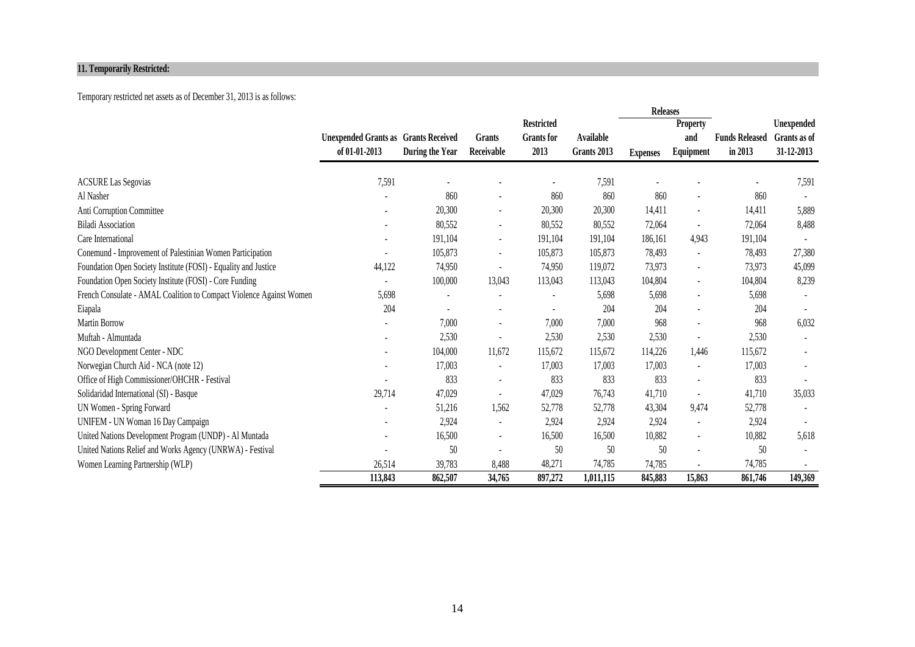## 11. Temporarily Restricted:

Temporary restricted net assets as of December 31, 2013 is as follows:

| | Unexpended Grants as of 01-01-2013 | Grants Received During the Year | Grants Receivable | Restricted Grants for 2013 | Available Grants 2013 | Releases | | Funds Released in 2013 | Unexpended Grants as of 31-12-2013 |
|---|---|---|---|---|---|---|---|---|---|
| | | | | | | Expenses | Property and Equipment | | |
| ACSURE Las Segovias | 7,591 | - | - | - | 7,591 | - | - | - | 7,591 |
| Al Nasher | - | 860 | - | 860 | 860 | 860 | - | 860 | - |
| Anti Corruption Committee | - | 20,300 | - | 20,300 | 20,300 | 14,411 | - | 14,411 | 5,889 |
| Biladi Association | - | 80,552 | - | 80,552 | 80,552 | 72,064 | - | 72,064 | 8,488 |
| Care International | - | 191,104 | - | 191,104 | 191,104 | 186,161 | 4,943 | 191,104 | - |
| Conemund - Improvement of Palestinian Women Participation | - | 105,873 | - | 105,873 | 105,873 | 78,493 | - | 78,493 | 27,380 |
| Foundation Open Society Institute (FOSI) - Equality and Justice | 44,122 | 74,950 | - | 74,950 | 119,072 | 73,973 | - | 73,973 | 45,099 |
| Foundation Open Society Institute (FOSI) - Core Funding | - | 100,000 | 13,043 | 113,043 | 113,043 | 104,804 | - | 104,804 | 8,239 |
| French Consulate - AMAL Coalition to Compact Violence Against Women | 5,698 | - | - | - | 5,698 | 5,698 | - | 5,698 | - |
| Eiapala | 204 | - | - | - | 204 | 204 | - | 204 | - |
| Martin Borrow | - | 7,000 | - | 7,000 | 7,000 | 968 | - | 968 | 6,032 |
| Muftah - Almuntada | - | 2,530 | - | 2,530 | 2,530 | 2,530 | - | 2,530 | - |
| NGO Development Center - NDC | - | 104,000 | 11,672 | 115,672 | 115,672 | 114,226 | 1,446 | 115,672 | - |
| Norwegian Church Aid - NCA (note 12) | - | 17,003 | - | 17,003 | 17,003 | 17,003 | - | 17,003 | - |
| Office of High Commissioner/OHCHR - Festival | - | 833 | - | 833 | 833 | 833 | - | 833 | - |
| Solidaridad International (SI) - Basque | 29,714 | 47,029 | - | 47,029 | 76,743 | 41,710 | - | 41,710 | 35,033 |
| UN Women - Spring Forward | - | 51,216 | 1,562 | 52,778 | 52,778 | 43,304 | 9,474 | 52,778 | - |
| UNIFEM - UN Woman 16 Day Campaign | - | 2,924 | - | 2,924 | 2,924 | 2,924 | - | 2,924 | - |
| United Nations Development Program (UNDP) - Al Muntada | - | 16,500 | - | 16,500 | 16,500 | 10,882 | - | 10,882 | 5,618 |
| United Nations Relief and Works Agency (UNRWA) - Festival | - | 50 | - | 50 | 50 | 50 | - | 50 | - |
| Women Learning Partnership (WLP) | 26,514 | 39,783 | 8,488 | 48,271 | 74,785 | 74,785 | - | 74,785 | - |
| | **113,843** | **862,507** | **34,765** | **897,272** | **1,011,115** | **845,883** | **15,863** | **861,746** | **149,369** |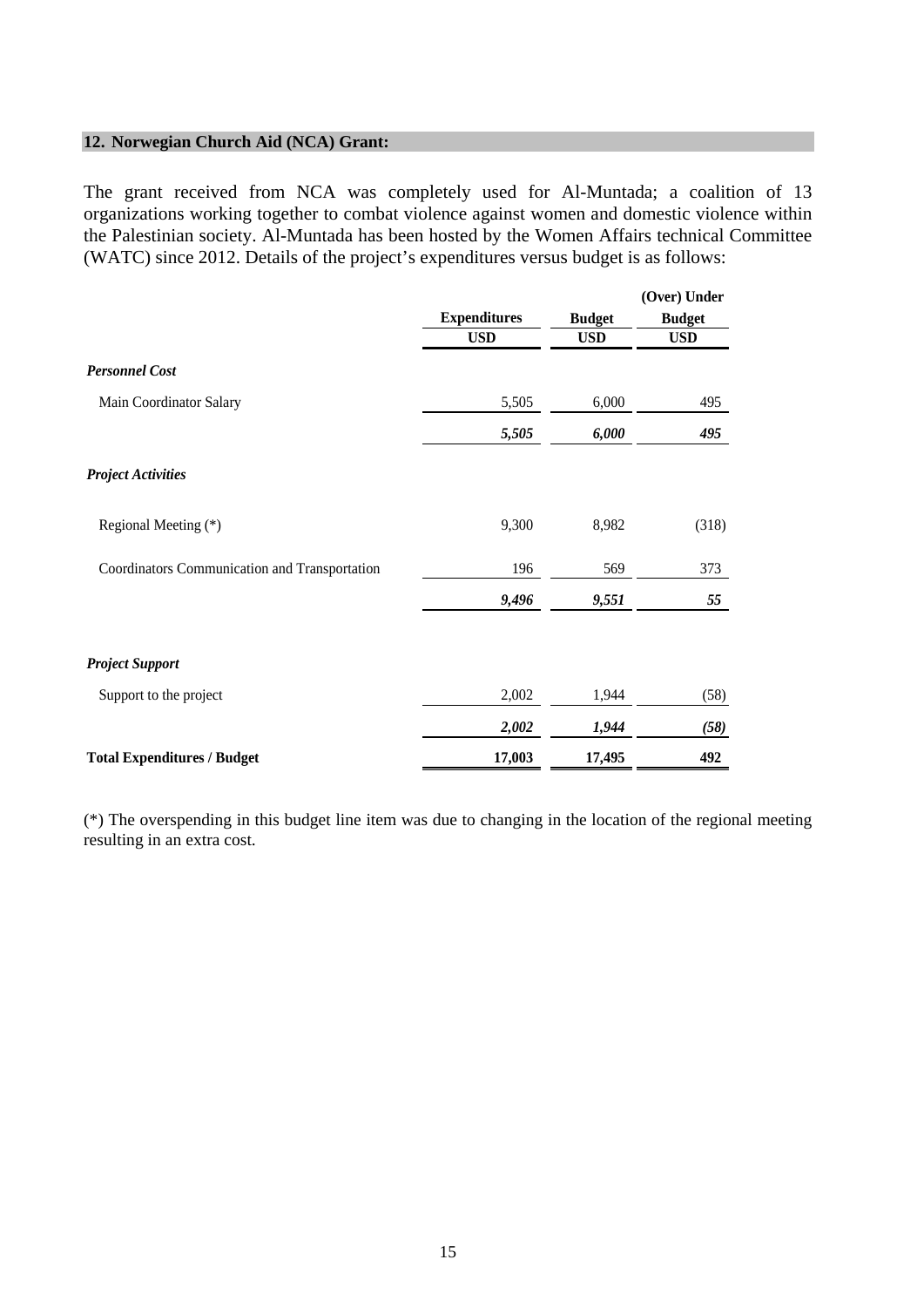## 12. Norwegian Church Aid (NCA) Grant:

The grant received from NCA was completely used for Al-Muntada; a coalition of 13 organizations working together to combat violence against women and domestic violence within the Palestinian society. Al-Muntada has been hosted by the Women Affairs technical Committee (WATC) since 2012. Details of the project's expenditures versus budget is as follows:

| | Expenditures | Budget | (Over) Under Budget |
|---|---|---|---|
| | USD | USD | USD |
| ***Personnel Cost*** | | | |
| Main Coordinator Salary | 5,505 | 6,000 | 495 |
| | ***5,505*** | ***6,000*** | ***495*** |
| ***Project Activities*** | | | |
| Regional Meeting (*) | 9,300 | 8,982 | (318) |
| Coordinators Communication and Transportation | 196 | 569 | 373 |
| | ***9,496*** | ***9,551*** | ***55*** |
| ***Project Support*** | | | |
| Support to the project | 2,002 | 1,944 | (58) |
| | ***2,002*** | ***1,944*** | ***(58)*** |
| **Total Expenditures / Budget** | **17,003** | **17,495** | **492** |

(*) The overspending in this budget line item was due to changing in the location of the regional meeting resulting in an extra cost.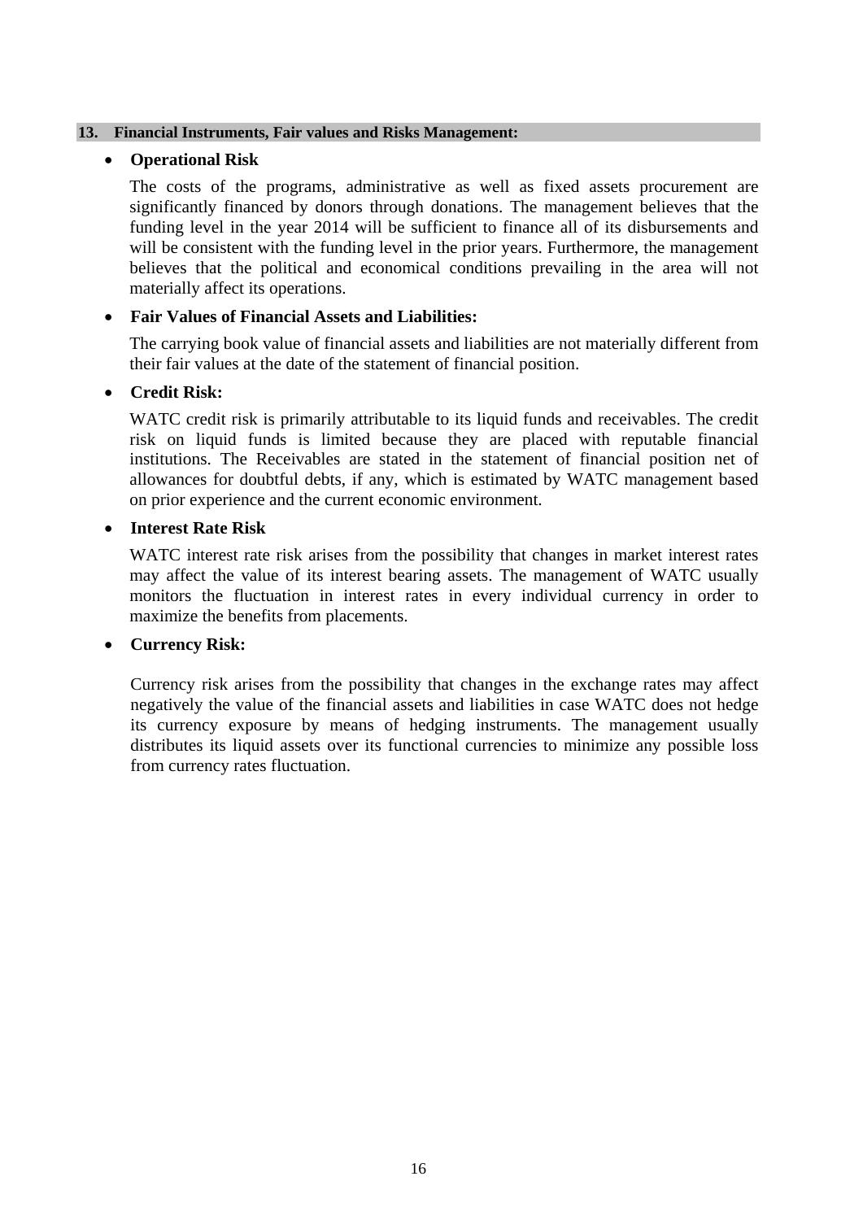## 13. Financial Instruments, Fair values and Risks Management:

- **Operational Risk**

  The costs of the programs, administrative as well as fixed assets procurement are significantly financed by donors through donations. The management believes that the funding level in the year 2014 will be sufficient to finance all of its disbursements and will be consistent with the funding level in the prior years. Furthermore, the management believes that the political and economical conditions prevailing in the area will not materially affect its operations.

- **Fair Values of Financial Assets and Liabilities:**

  The carrying book value of financial assets and liabilities are not materially different from their fair values at the date of the statement of financial position.

- **Credit Risk:**

  WATC credit risk is primarily attributable to its liquid funds and receivables. The credit risk on liquid funds is limited because they are placed with reputable financial institutions. The Receivables are stated in the statement of financial position net of allowances for doubtful debts, if any, which is estimated by WATC management based on prior experience and the current economic environment.

- **Interest Rate Risk**

  WATC interest rate risk arises from the possibility that changes in market interest rates may affect the value of its interest bearing assets. The management of WATC usually monitors the fluctuation in interest rates in every individual currency in order to maximize the benefits from placements.

- **Currency Risk:**

  Currency risk arises from the possibility that changes in the exchange rates may affect negatively the value of the financial assets and liabilities in case WATC does not hedge its currency exposure by means of hedging instruments. The management usually distributes its liquid assets over its functional currencies to minimize any possible loss from currency rates fluctuation.